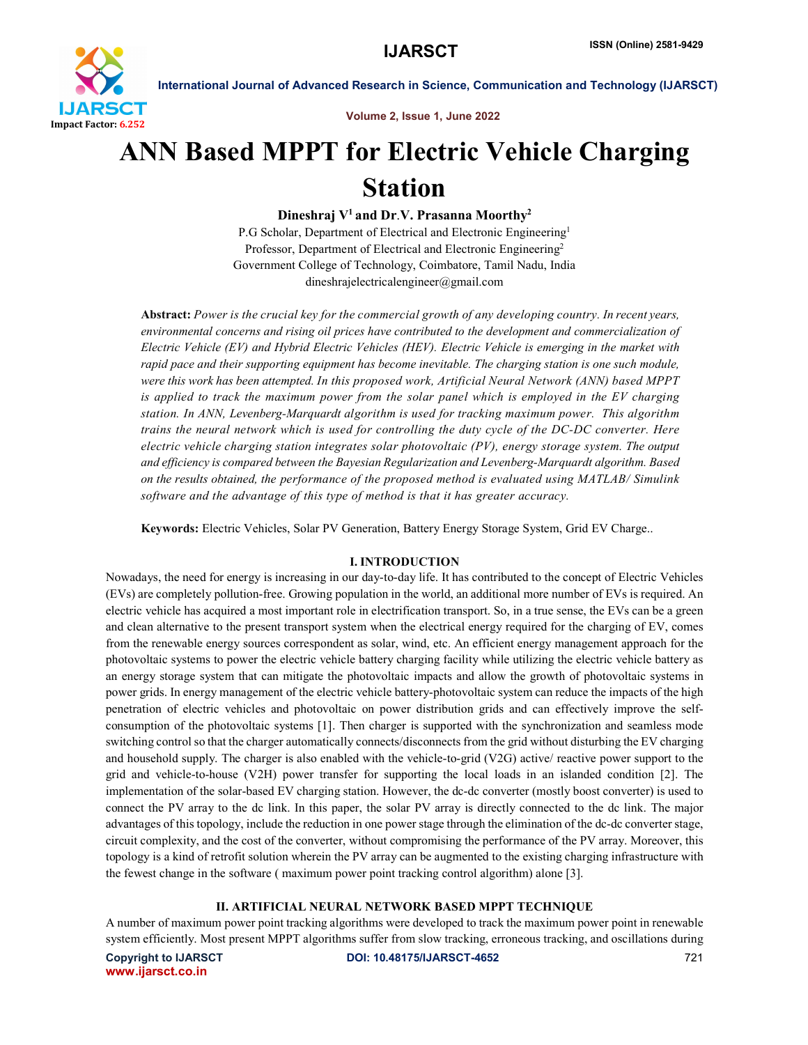# ANN Based MPPT for Electric Vehicle Charging Station

**Dineshraj V[1] and Dr.V. Prasanna Moorthy[2]**

P.G Scholar, Department of Electrical and Electronic Engineering[1]
Professor, Department of Electrical and Electronic Engineering[2]
Government College of Technology, Coimbatore, Tamil Nadu, India
dineshrajelectricalengineer@gmail.com

**Abstract:** *Power is the crucial key for the commercial growth of any developing country. In recent years, environmental concerns and rising oil prices have contributed to the development and commercialization of Electric Vehicle (EV) and Hybrid Electric Vehicles (HEV). Electric Vehicle is emerging in the market with rapid pace and their supporting equipment has become inevitable. The charging station is one such module, were this work has been attempted. In this proposed work, Artificial Neural Network (ANN) based MPPT is applied to track the maximum power from the solar panel which is employed in the EV charging station. In ANN, Levenberg-Marquardt algorithm is used for tracking maximum power. This algorithm trains the neural network which is used for controlling the duty cycle of the DC-DC converter. Here electric vehicle charging station integrates solar photovoltaic (PV), energy storage system. The output and efficiency is compared between the Bayesian Regularization and Levenberg-Marquardt algorithm. Based on the results obtained, the performance of the proposed method is evaluated using MATLAB/ Simulink software and the advantage of this type of method is that it has greater accuracy.*

**Keywords:** Electric Vehicles, Solar PV Generation, Battery Energy Storage System, Grid EV Charge..

## I. INTRODUCTION

Nowadays, the need for energy is increasing in our day-to-day life. It has contributed to the concept of Electric Vehicles (EVs) are completely pollution-free. Growing population in the world, an additional more number of EVs is required. An electric vehicle has acquired a most important role in electrification transport. So, in a true sense, the EVs can be a green and clean alternative to the present transport system when the electrical energy required for the charging of EV, comes from the renewable energy sources correspondent as solar, wind, etc. An efficient energy management approach for the photovoltaic systems to power the electric vehicle battery charging facility while utilizing the electric vehicle battery as an energy storage system that can mitigate the photovoltaic impacts and allow the growth of photovoltaic systems in power grids. In energy management of the electric vehicle battery-photovoltaic system can reduce the impacts of the high penetration of electric vehicles and photovoltaic on power distribution grids and can effectively improve the self-consumption of the photovoltaic systems [1]. Then charger is supported with the synchronization and seamless mode switching control so that the charger automatically connects/disconnects from the grid without disturbing the EV charging and household supply. The charger is also enabled with the vehicle-to-grid (V2G) active/ reactive power support to the grid and vehicle-to-house (V2H) power transfer for supporting the local loads in an islanded condition [2]. The implementation of the solar-based EV charging station. However, the dc-dc converter (mostly boost converter) is used to connect the PV array to the dc link. In this paper, the solar PV array is directly connected to the dc link. The major advantages of this topology, include the reduction in one power stage through the elimination of the dc-dc converter stage, circuit complexity, and the cost of the converter, without compromising the performance of the PV array. Moreover, this topology is a kind of retrofit solution wherein the PV array can be augmented to the existing charging infrastructure with the fewest change in the software ( maximum power point tracking control algorithm) alone [3].

## II. ARTIFICIAL NEURAL NETWORK BASED MPPT TECHNIQUE

A number of maximum power point tracking algorithms were developed to track the maximum power point in renewable system efficiently. Most present MPPT algorithms suffer from slow tracking, erroneous tracking, and oscillations during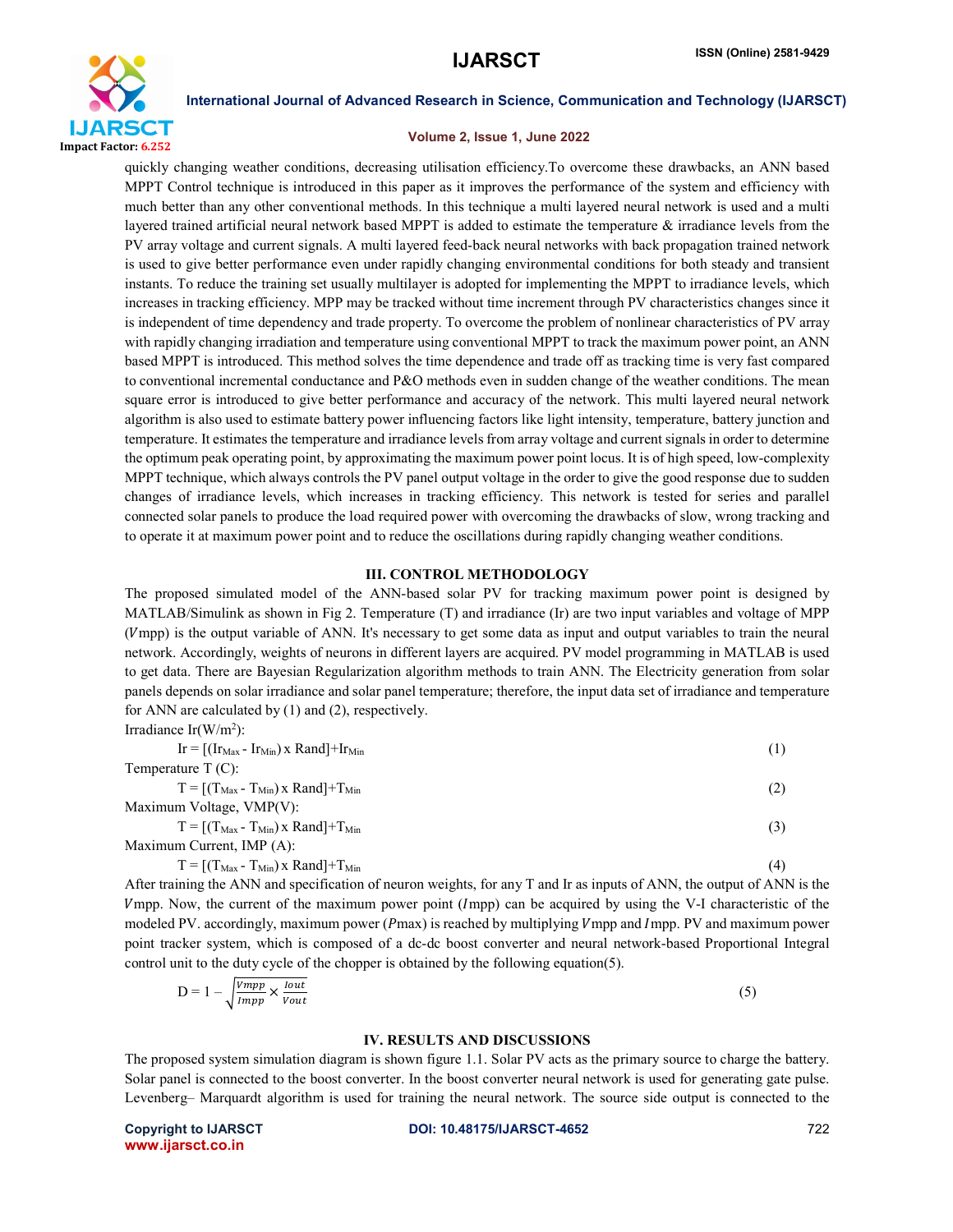quickly changing weather conditions, decreasing utilisation efficiency.To overcome these drawbacks, an ANN based MPPT Control technique is introduced in this paper as it improves the performance of the system and efficiency with much better than any other conventional methods. In this technique a multi layered neural network is used and a multi layered trained artificial neural network based MPPT is added to estimate the temperature & irradiance levels from the PV array voltage and current signals. A multi layered feed-back neural networks with back propagation trained network is used to give better performance even under rapidly changing environmental conditions for both steady and transient instants. To reduce the training set usually multilayer is adopted for implementing the MPPT to irradiance levels, which increases in tracking efficiency. MPP may be tracked without time increment through PV characteristics changes since it is independent of time dependency and trade property. To overcome the problem of nonlinear characteristics of PV array with rapidly changing irradiation and temperature using conventional MPPT to track the maximum power point, an ANN based MPPT is introduced. This method solves the time dependence and trade off as tracking time is very fast compared to conventional incremental conductance and P&O methods even in sudden change of the weather conditions. The mean square error is introduced to give better performance and accuracy of the network. This multi layered neural network algorithm is also used to estimate battery power influencing factors like light intensity, temperature, battery junction and temperature. It estimates the temperature and irradiance levels from array voltage and current signals in order to determine the optimum peak operating point, by approximating the maximum power point locus. It is of high speed, low-complexity MPPT technique, which always controls the PV panel output voltage in the order to give the good response due to sudden changes of irradiance levels, which increases in tracking efficiency. This network is tested for series and parallel connected solar panels to produce the load required power with overcoming the drawbacks of slow, wrong tracking and to operate it at maximum power point and to reduce the oscillations during rapidly changing weather conditions.

## III. CONTROL METHODOLOGY

The proposed simulated model of the ANN-based solar PV for tracking maximum power point is designed by MATLAB/Simulink as shown in Fig 2. Temperature (T) and irradiance (Ir) are two input variables and voltage of MPP ($V$mpp) is the output variable of ANN. It's necessary to get some data as input and output variables to train the neural network. Accordingly, weights of neurons in different layers are acquired. PV model programming in MATLAB is used to get data. There are Bayesian Regularization algorithm methods to train ANN. The Electricity generation from solar panels depends on solar irradiance and solar panel temperature; therefore, the input data set of irradiance and temperature for ANN are calculated by (1) and (2), respectively.

Irradiance Ir(W/m$^2$):

$$Ir = [(Ir_{Max} - Ir_{Min}) \times Rand] + Ir_{Min} \tag{1}$$

Temperature T (C):

$$T = [(T_{Max} - T_{Min}) \times Rand] + T_{Min} \tag{2}$$

Maximum Voltage, VMP(V):

$$T = [(T_{Max} - T_{Min}) \times Rand] + T_{Min} \tag{3}$$

Maximum Current, IMP (A):

$$T = [(T_{Max} - T_{Min}) \times Rand] + T_{Min} \tag{4}$$

After training the ANN and specification of neuron weights, for any T and Ir as inputs of ANN, the output of ANN is the $V$mpp. Now, the current of the maximum power point ($I$mpp) can be acquired by using the V-I characteristic of the modeled PV. accordingly, maximum power ($P$max) is reached by multiplying $V$mpp and $I$mpp. PV and maximum power point tracker system, which is composed of a dc-dc boost converter and neural network-based Proportional Integral control unit to the duty cycle of the chopper is obtained by the following equation(5).

$$D = 1 - \sqrt{\frac{Vmpp}{Impp} \times \frac{Iout}{Vout}} \tag{5}$$

## IV. RESULTS AND DISCUSSIONS

The proposed system simulation diagram is shown figure 1.1. Solar PV acts as the primary source to charge the battery. Solar panel is connected to the boost converter. In the boost converter neural network is used for generating gate pulse. Levenberg– Marquardt algorithm is used for training the neural network. The source side output is connected to the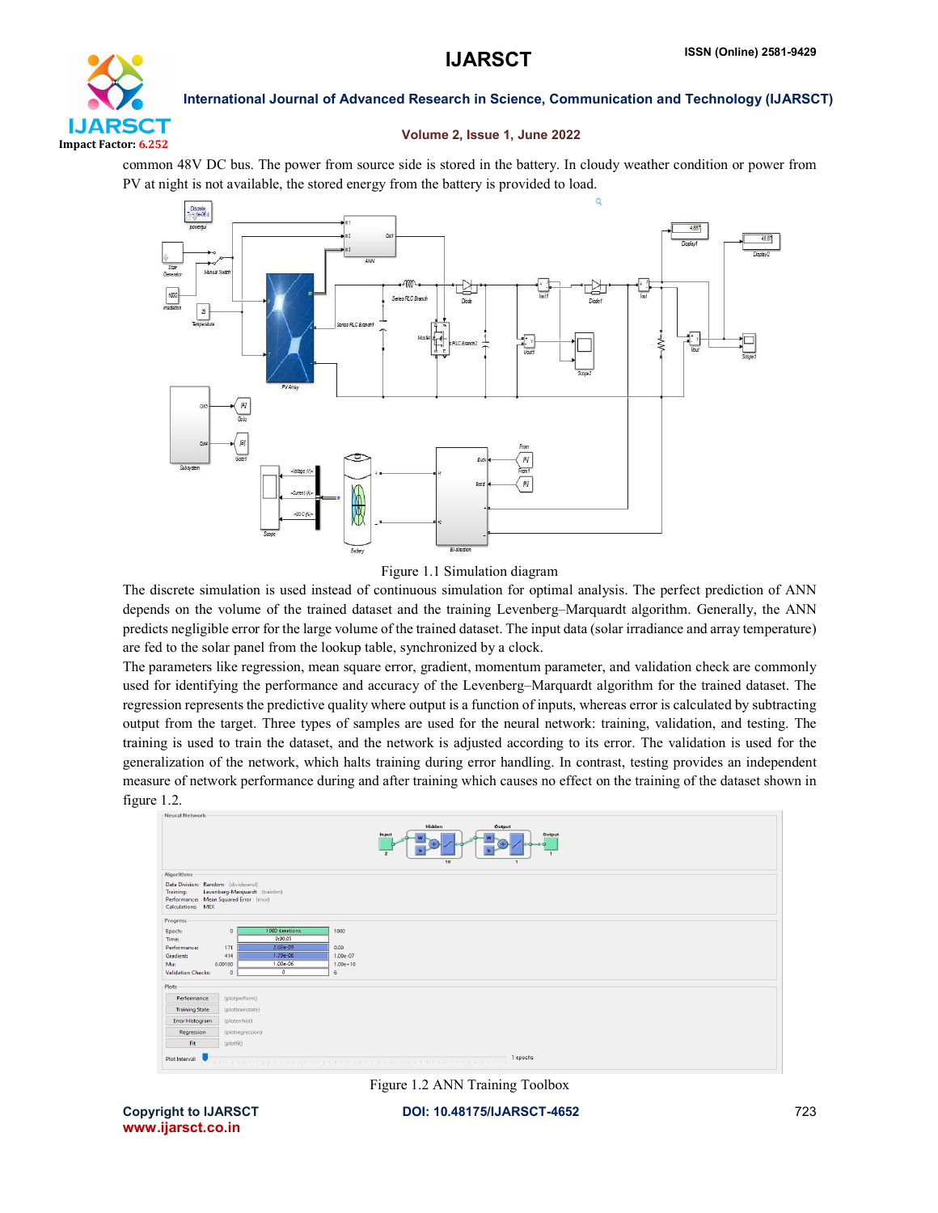common 48V DC bus. The power from source side is stored in the battery. In cloudy weather condition or power from PV at night is not available, the stored energy from the battery is provided to load.

Figure 1.1 Simulation diagram

The discrete simulation is used instead of continuous simulation for optimal analysis. The perfect prediction of ANN depends on the volume of the trained dataset and the training Levenberg–Marquardt algorithm. Generally, the ANN predicts negligible error for the large volume of the trained dataset. The input data (solar irradiance and array temperature) are fed to the solar panel from the lookup table, synchronized by a clock.

The parameters like regression, mean square error, gradient, momentum parameter, and validation check are commonly used for identifying the performance and accuracy of the Levenberg–Marquardt algorithm for the trained dataset. The regression represents the predictive quality where output is a function of inputs, whereas error is calculated by subtracting output from the target. Three types of samples are used for the neural network: training, validation, and testing. The training is used to train the dataset, and the network is adjusted according to its error. The validation is used for the generalization of the network, which halts training during error handling. In contrast, testing provides an independent measure of network performance during and after training which causes no effect on the training of the dataset shown in figure 1.2.

Figure 1.2 ANN Training Toolbox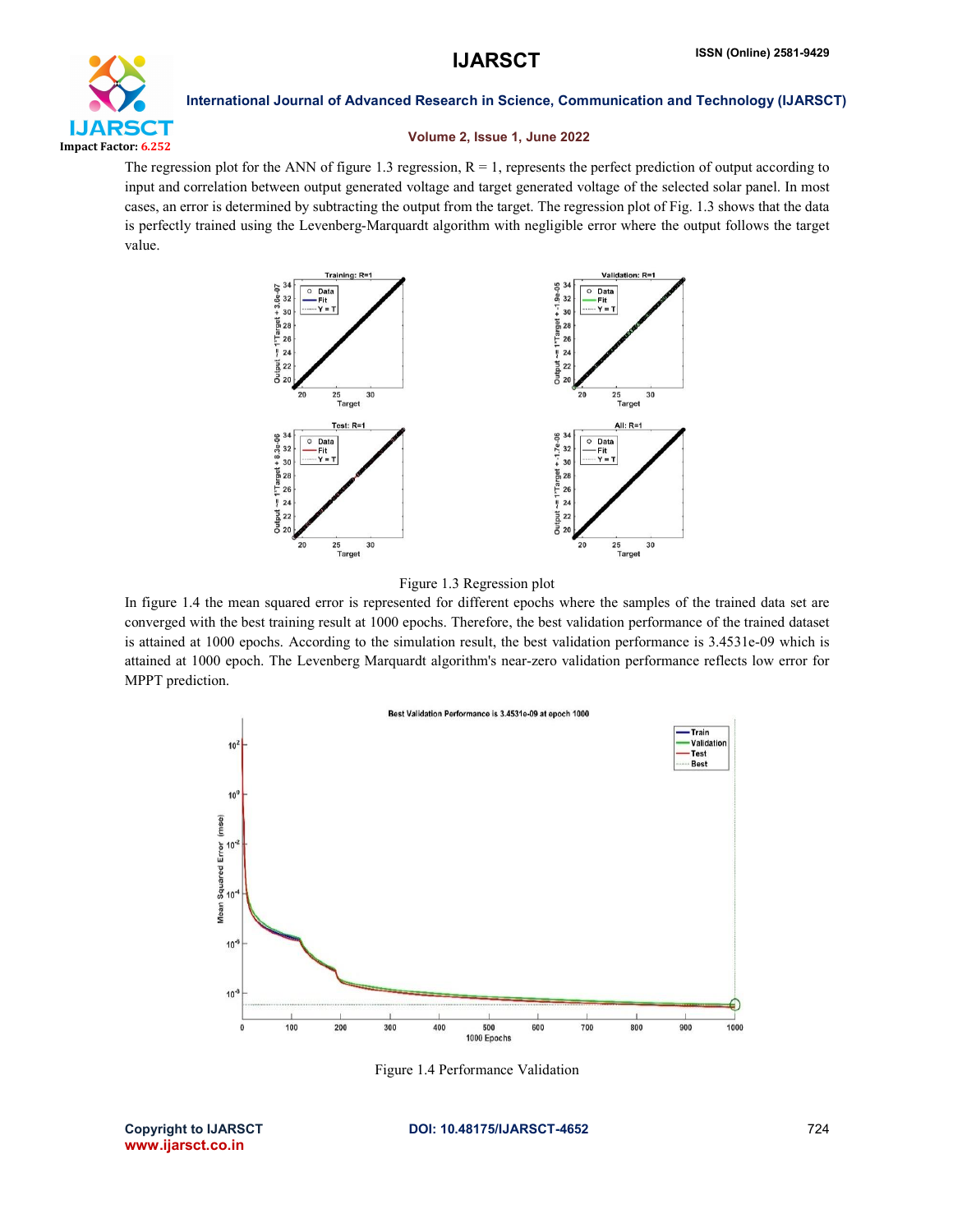The regression plot for the ANN of figure 1.3 regression, R = 1, represents the perfect prediction of output according to input and correlation between output generated voltage and target generated voltage of the selected solar panel. In most cases, an error is determined by subtracting the output from the target. The regression plot of Fig. 1.3 shows that the data is perfectly trained using the Levenberg-Marquardt algorithm with negligible error where the output follows the target value.

Figure 1.3 Regression plot

In figure 1.4 the mean squared error is represented for different epochs where the samples of the trained data set are converged with the best training result at 1000 epochs. Therefore, the best validation performance of the trained dataset is attained at 1000 epochs. According to the simulation result, the best validation performance is 3.4531e-09 which is attained at 1000 epoch. The Levenberg Marquardt algorithm's near-zero validation performance reflects low error for MPPT prediction.

Figure 1.4 Performance Validation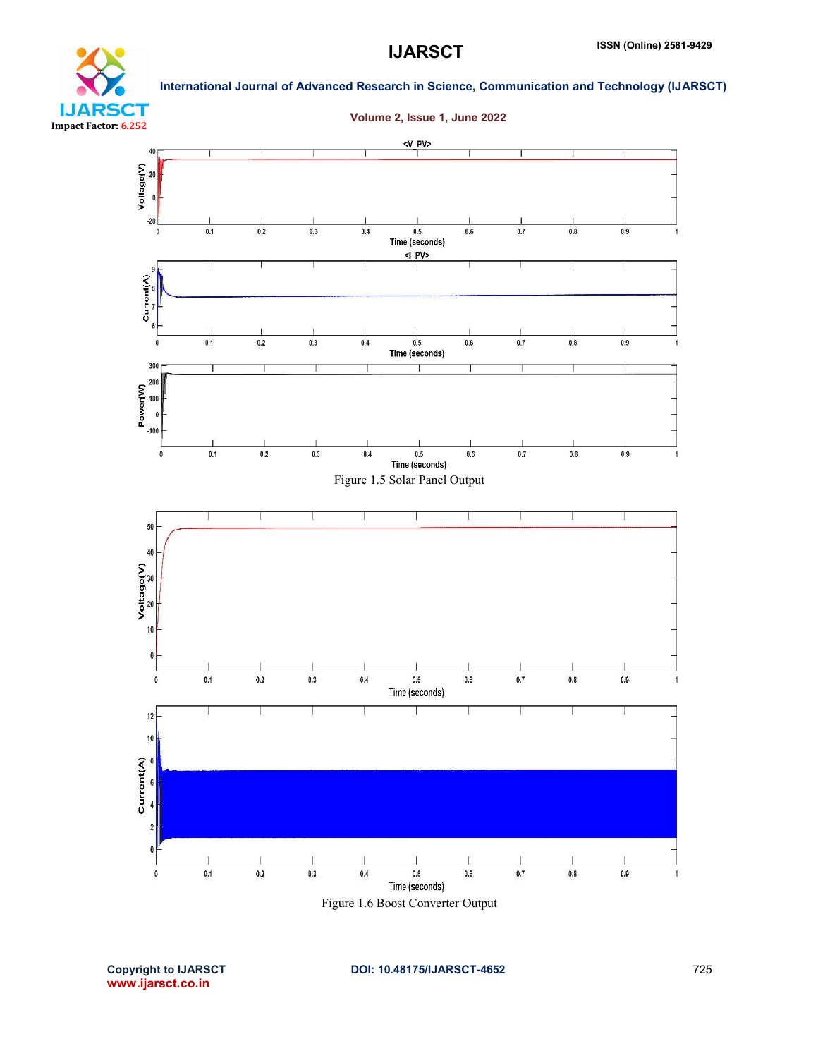Figure 1.5 Solar Panel Output

Figure 1.6 Boost Converter Output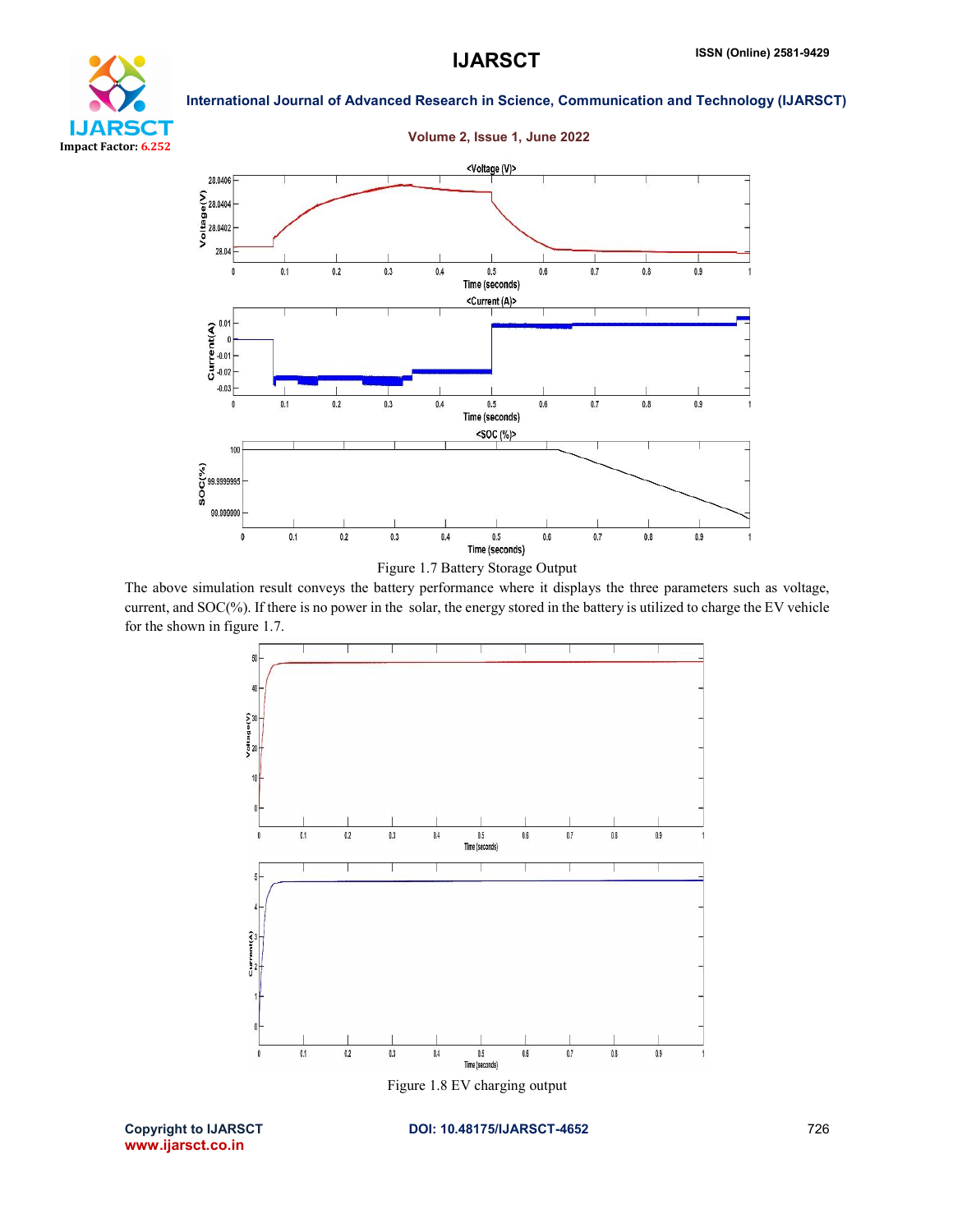Figure 1.7 Battery Storage Output

The above simulation result conveys the battery performance where it displays the three parameters such as voltage, current, and SOC(%). If there is no power in the solar, the energy stored in the battery is utilized to charge the EV vehicle for the shown in figure 1.7.

Figure 1.8 EV charging output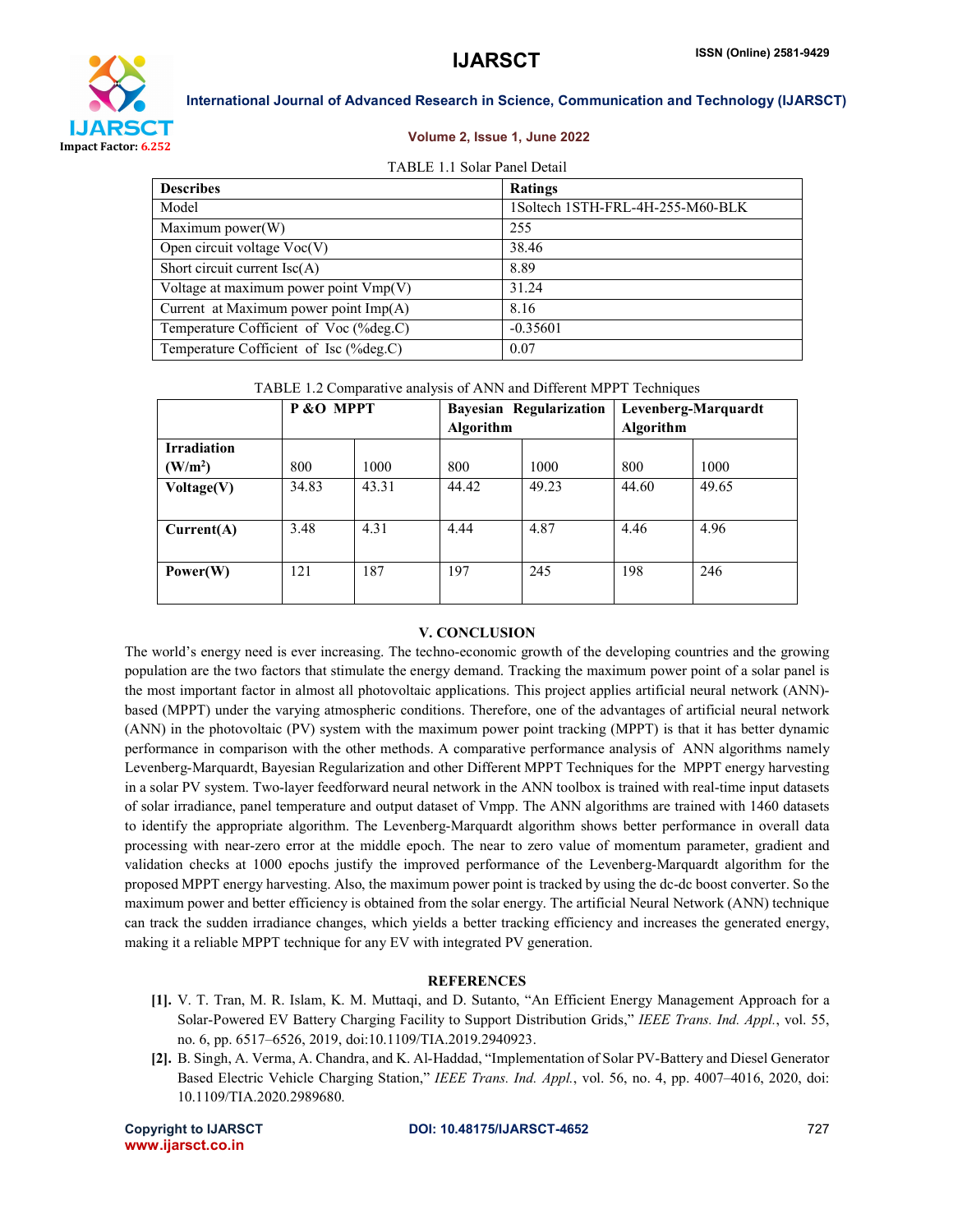TABLE 1.1 Solar Panel Detail

| Describes | Ratings |
|---|---|
| Model | 1Soltech 1STH-FRL-4H-255-M60-BLK |
| Maximum power(W) | 255 |
| Open circuit voltage Voc(V) | 38.46 |
| Short circuit current Isc(A) | 8.89 |
| Voltage at maximum power point Vmp(V) | 31.24 |
| Current at Maximum power point Imp(A) | 8.16 |
| Temperature Coefficient of Voc (%deg.C) | -0.35601 |
| Temperature Coefficient of Isc (%deg.C) | 0.07 |

TABLE 1.2 Comparative analysis of ANN and Different MPPT Techniques

| | **P &O MPPT** | | **Bayesian Regularization Algorithm** | | **Levenberg-Marquardt Algorithm** | |
|---|---|---|---|---|---|---|
| **Irradiation ($W/m^2$)** | 800 | 1000 | 800 | 1000 | 800 | 1000 |
| **Voltage(V)** | 34.83 | 43.31 | 44.42 | 49.23 | 44.60 | 49.65 |
| **Current(A)** | 3.48 | 4.31 | 4.44 | 4.87 | 4.46 | 4.96 |
| **Power(W)** | 121 | 187 | 197 | 245 | 198 | 246 |

## V. CONCLUSION

The world's energy need is ever increasing. The techno-economic growth of the developing countries and the growing population are the two factors that stimulate the energy demand. Tracking the maximum power point of a solar panel is the most important factor in almost all photovoltaic applications. This project applies artificial neural network (ANN)-based (MPPT) under the varying atmospheric conditions. Therefore, one of the advantages of artificial neural network (ANN) in the photovoltaic (PV) system with the maximum power point tracking (MPPT) is that it has better dynamic performance in comparison with the other methods. A comparative performance analysis of ANN algorithms namely Levenberg-Marquardt, Bayesian Regularization and other Different MPPT Techniques for the MPPT energy harvesting in a solar PV system. Two-layer feedforward neural network in the ANN toolbox is trained with real-time input datasets of solar irradiance, panel temperature and output dataset of Vmpp. The ANN algorithms are trained with 1460 datasets to identify the appropriate algorithm. The Levenberg-Marquardt algorithm shows better performance in overall data processing with near-zero error at the middle epoch. The near to zero value of momentum parameter, gradient and validation checks at 1000 epochs justify the improved performance of the Levenberg-Marquardt algorithm for the proposed MPPT energy harvesting. Also, the maximum power point is tracked by using the dc-dc boost converter. So the maximum power and better efficiency is obtained from the solar energy. The artificial Neural Network (ANN) technique can track the sudden irradiance changes, which yields a better tracking efficiency and increases the generated energy, making it a reliable MPPT technique for any EV with integrated PV generation.

## REFERENCES

[1]. V. T. Tran, M. R. Islam, K. M. Muttaqi, and D. Sutanto, "An Efficient Energy Management Approach for a Solar-Powered EV Battery Charging Facility to Support Distribution Grids," *IEEE Trans. Ind. Appl.*, vol. 55, no. 6, pp. 6517–6526, 2019, doi:10.1109/TIA.2019.2940923.

[2]. B. Singh, A. Verma, A. Chandra, and K. Al-Haddad, "Implementation of Solar PV-Battery and Diesel Generator Based Electric Vehicle Charging Station," *IEEE Trans. Ind. Appl.*, vol. 56, no. 4, pp. 4007–4016, 2020, doi: 10.1109/TIA.2020.2989680.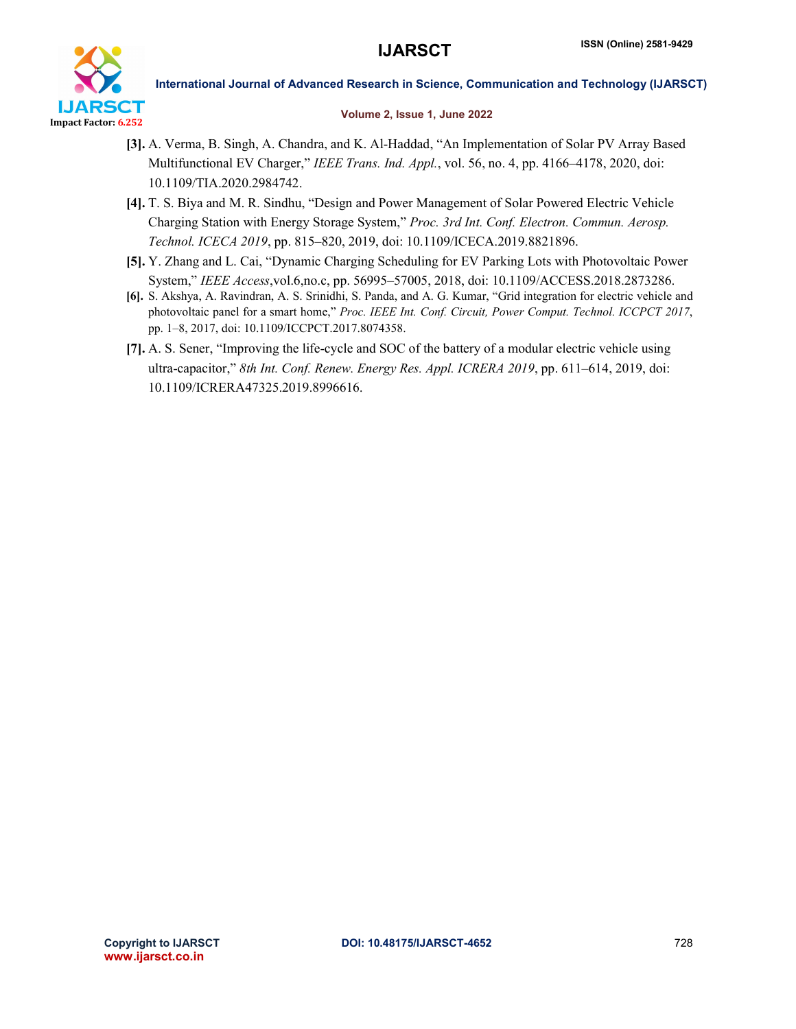[3]. A. Verma, B. Singh, A. Chandra, and K. Al-Haddad, "An Implementation of Solar PV Array Based Multifunctional EV Charger," *IEEE Trans. Ind. Appl.*, vol. 56, no. 4, pp. 4166–4178, 2020, doi: 10.1109/TIA.2020.2984742.

[4]. T. S. Biya and M. R. Sindhu, "Design and Power Management of Solar Powered Electric Vehicle Charging Station with Energy Storage System," *Proc. 3rd Int. Conf. Electron. Commun. Aerosp. Technol. ICECA 2019*, pp. 815–820, 2019, doi: 10.1109/ICECA.2019.8821896.

[5]. Y. Zhang and L. Cai, "Dynamic Charging Scheduling for EV Parking Lots with Photovoltaic Power System," *IEEE Access*,vol.6,no.c, pp. 56995–57005, 2018, doi: 10.1109/ACCESS.2018.2873286.

[6]. S. Akshya, A. Ravindran, A. S. Srinidhi, S. Panda, and A. G. Kumar, "Grid integration for electric vehicle and photovoltaic panel for a smart home," *Proc. IEEE Int. Conf. Circuit, Power Comput. Technol. ICCPCT 2017*, pp. 1–8, 2017, doi: 10.1109/ICCPCT.2017.8074358.

[7]. A. S. Sener, "Improving the life-cycle and SOC of the battery of a modular electric vehicle using ultra-capacitor," *8th Int. Conf. Renew. Energy Res. Appl. ICRERA 2019*, pp. 611–614, 2019, doi: 10.1109/ICRERA47325.2019.8996616.